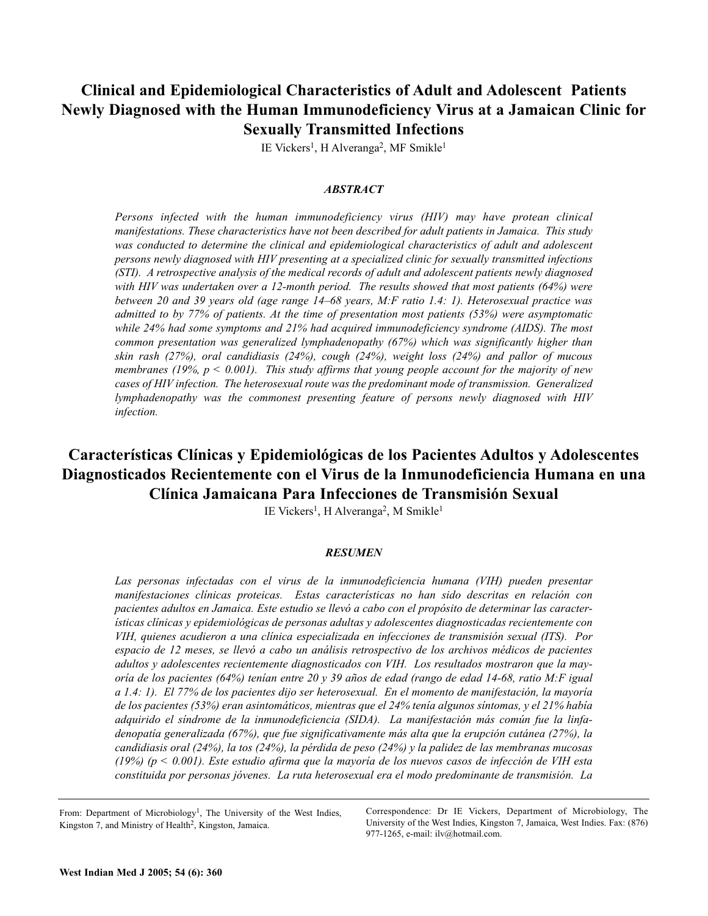# Clinical and Epidemiological Characteristics of Adult and Adolescent Patients Newly Diagnosed with the Human Immunodeficiency Virus at a Jamaican Clinic for Sexually Transmitted Infections

IE Vickers[1], H Alveranga[2], MF Smikle[1]

### *ABSTRACT*

*Persons infected with the human immunodeficiency virus (HIV) may have protean clinical manifestations. These characteristics have not been described for adult patients in Jamaica. This study was conducted to determine the clinical and epidemiological characteristics of adult and adolescent persons newly diagnosed with HIV presenting at a specialized clinic for sexually transmitted infections (STI). A retrospective analysis of the medical records of adult and adolescent patients newly diagnosed with HIV was undertaken over a 12-month period. The results showed that most patients (64%) were between 20 and 39 years old (age range 14–68 years, M:F ratio 1.4: 1). Heterosexual practice was admitted to by 77% of patients. At the time of presentation most patients (53%) were asymptomatic while 24% had some symptoms and 21% had acquired immunodeficiency syndrome (AIDS). The most common presentation was generalized lymphadenopathy (67%) which was significantly higher than skin rash (27%), oral candidiasis (24%), cough (24%), weight loss (24%) and pallor of mucous membranes (19%, $p < 0.001$). This study affirms that young people account for the majority of new cases of HIV infection. The heterosexual route was the predominant mode of transmission. Generalized lymphadenopathy was the commonest presenting feature of persons newly diagnosed with HIV infection.*

# Características Clínicas y Epidemiológicas de los Pacientes Adultos y Adolescentes Diagnosticados Recientemente con el Virus de la Inmunodeficiencia Humana en una Clínica Jamaicana Para Infecciones de Transmisión Sexual

IE Vickers[1], H Alveranga[2], M Smikle[1]

### *RESUMEN*

*Las personas infectadas con el virus de la inmunodeficiencia humana (VIH) pueden presentar manifestaciones clínicas proteicas. Estas características no han sido descritas en relación con pacientes adultos en Jamaica. Este estudio se llevó a cabo con el propósito de determinar las características clínicas y epidemiológicas de personas adultas y adolescentes diagnosticadas recientemente con VIH, quienes acudieron a una clínica especializada en infecciones de transmisión sexual (ITS). Por espacio de 12 meses, se llevó a cabo un análisis retrospectivo de los archivos médicos de pacientes adultos y adolescentes recientemente diagnosticados con VIH. Los resultados mostraron que la mayoría de los pacientes (64%) tenían entre 20 y 39 años de edad (rango de edad 14-68, ratio M:F igual a 1.4: 1). El 77% de los pacientes dijo ser heterosexual. En el momento de manifestación, la mayoría de los pacientes (53%) eran asintomáticos, mientras que el 24% tenía algunos síntomas, y el 21% había adquirido el síndrome de la inmunodeficiencia (SIDA). La manifestación más común fue la linfadenopatía generalizada (67%), que fue significativamente más alta que la erupción cutánea (27%), la candidiasis oral (24%), la tos (24%), la pérdida de peso (24%) y la palidez de las membranas mucosas (19%) ($p < 0.001$). Este estudio afirma que la mayoría de los nuevos casos de infección de VIH esta constituida por personas jóvenes. La ruta heterosexual era el modo predominante de transmisión. La*

---

From: Department of Microbiology[1], The University of the West Indies, Kingston 7, and Ministry of Health[2], Kingston, Jamaica.

Correspondence: Dr IE Vickers, Department of Microbiology, The University of the West Indies, Kingston 7, Jamaica, West Indies. Fax: (876) 977-1265, e-mail: ilv@hotmail.com.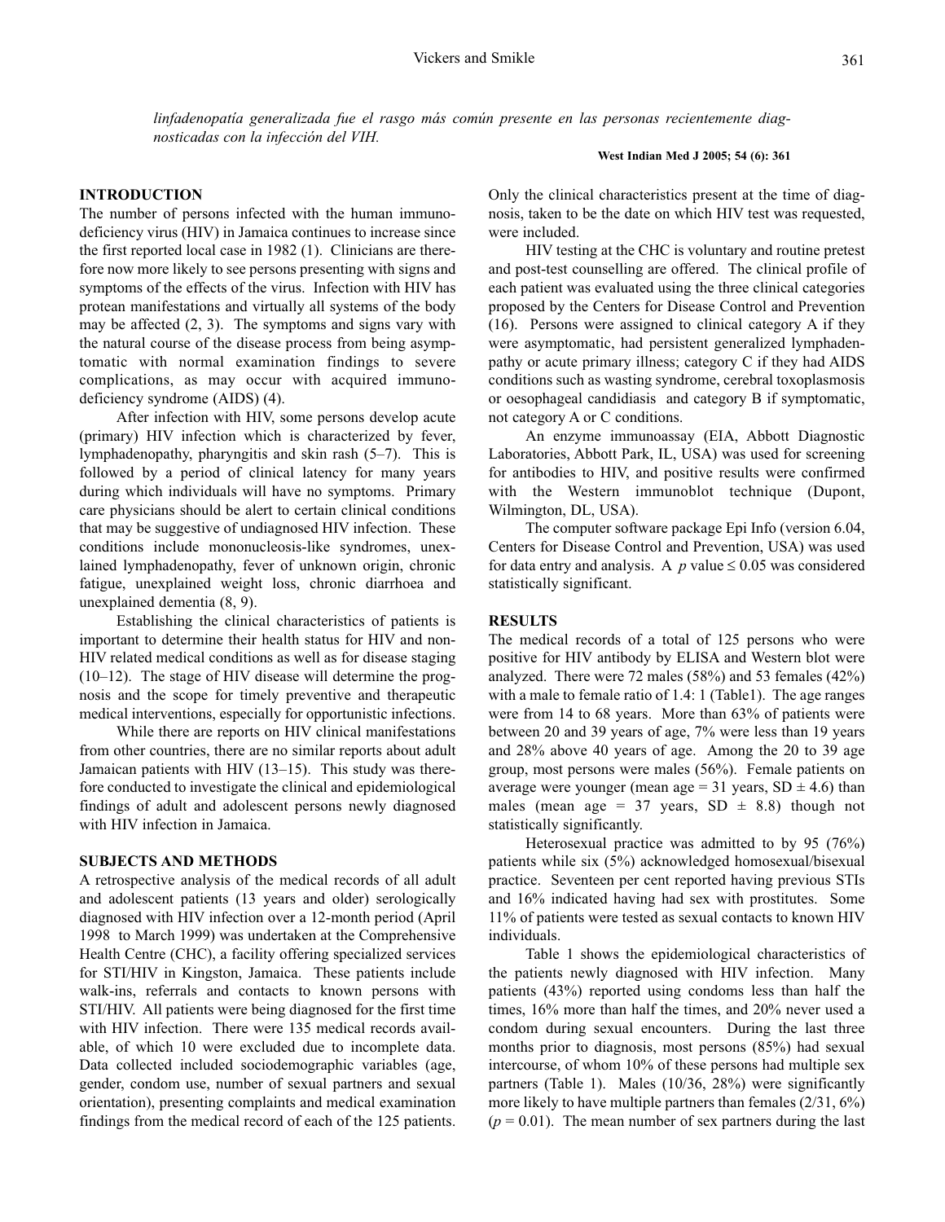*linfadenopatía generalizada fue el rasgo más común presente en las personas recientemente diagnosticadas con la infección del VIH.*

## INTRODUCTION

The number of persons infected with the human immunodeficiency virus (HIV) in Jamaica continues to increase since the first reported local case in 1982 (1). Clinicians are therefore now more likely to see persons presenting with signs and symptoms of the effects of the virus. Infection with HIV has protean manifestations and virtually all systems of the body may be affected (2, 3). The symptoms and signs vary with the natural course of the disease process from being asymptomatic with normal examination findings to severe complications, as may occur with acquired immunodeficiency syndrome (AIDS) (4).

After infection with HIV, some persons develop acute (primary) HIV infection which is characterized by fever, lymphadenopathy, pharyngitis and skin rash (5–7). This is followed by a period of clinical latency for many years during which individuals will have no symptoms. Primary care physicians should be alert to certain clinical conditions that may be suggestive of undiagnosed HIV infection. These conditions include mononucleosis-like syndromes, unexplained lymphadenopathy, fever of unknown origin, chronic fatigue, unexplained weight loss, chronic diarrhoea and unexplained dementia (8, 9).

Establishing the clinical characteristics of patients is important to determine their health status for HIV and non-HIV related medical conditions as well as for disease staging (10–12). The stage of HIV disease will determine the prognosis and the scope for timely preventive and therapeutic medical interventions, especially for opportunistic infections.

While there are reports on HIV clinical manifestations from other countries, there are no similar reports about adult Jamaican patients with HIV (13–15). This study was therefore conducted to investigate the clinical and epidemiological findings of adult and adolescent persons newly diagnosed with HIV infection in Jamaica.

## SUBJECTS AND METHODS

A retrospective analysis of the medical records of all adult and adolescent patients (13 years and older) serologically diagnosed with HIV infection over a 12-month period (April 1998 to March 1999) was undertaken at the Comprehensive Health Centre (CHC), a facility offering specialized services for STI/HIV in Kingston, Jamaica. These patients include walk-ins, referrals and contacts to known persons with STI/HIV. All patients were being diagnosed for the first time with HIV infection. There were 135 medical records available, of which 10 were excluded due to incomplete data. Data collected included sociodemographic variables (age, gender, condom use, number of sexual partners and sexual orientation), presenting complaints and medical examination findings from the medical record of each of the 125 patients. Only the clinical characteristics present at the time of diagnosis, taken to be the date on which HIV test was requested, were included.

HIV testing at the CHC is voluntary and routine pretest and post-test counselling are offered. The clinical profile of each patient was evaluated using the three clinical categories proposed by the Centers for Disease Control and Prevention (16). Persons were assigned to clinical category A if they were asymptomatic, had persistent generalized lymphadenpathy or acute primary illness; category C if they had AIDS conditions such as wasting syndrome, cerebral toxoplasmosis or oesophageal candidiasis and category B if symptomatic, not category A or C conditions.

An enzyme immunoassay (EIA, Abbott Diagnostic Laboratories, Abbott Park, IL, USA) was used for screening for antibodies to HIV, and positive results were confirmed with the Western immunoblot technique (Dupont, Wilmington, DL, USA).

The computer software package Epi Info (version 6.04, Centers for Disease Control and Prevention, USA) was used for data entry and analysis. A $p$ value $\leq 0.05$ was considered statistically significant.

## RESULTS

The medical records of a total of 125 persons who were positive for HIV antibody by ELISA and Western blot were analyzed. There were 72 males (58%) and 53 females (42%) with a male to female ratio of 1.4: 1 (Table1). The age ranges were from 14 to 68 years. More than 63% of patients were between 20 and 39 years of age, 7% were less than 19 years and 28% above 40 years of age. Among the 20 to 39 age group, most persons were males (56%). Female patients on average were younger (mean age = 31 years, SD ± 4.6) than males (mean age = 37 years, SD ± 8.8) though not statistically significantly.

Heterosexual practice was admitted to by 95 (76%) patients while six (5%) acknowledged homosexual/bisexual practice. Seventeen per cent reported having previous STIs and 16% indicated having had sex with prostitutes. Some 11% of patients were tested as sexual contacts to known HIV individuals.

Table 1 shows the epidemiological characteristics of the patients newly diagnosed with HIV infection. Many patients (43%) reported using condoms less than half the times, 16% more than half the times, and 20% never used a condom during sexual encounters. During the last three months prior to diagnosis, most persons (85%) had sexual intercourse, of whom 10% of these persons had multiple sex partners (Table 1). Males (10/36, 28%) were significantly more likely to have multiple partners than females (2/31, 6%) ($p = 0.01$). The mean number of sex partners during the last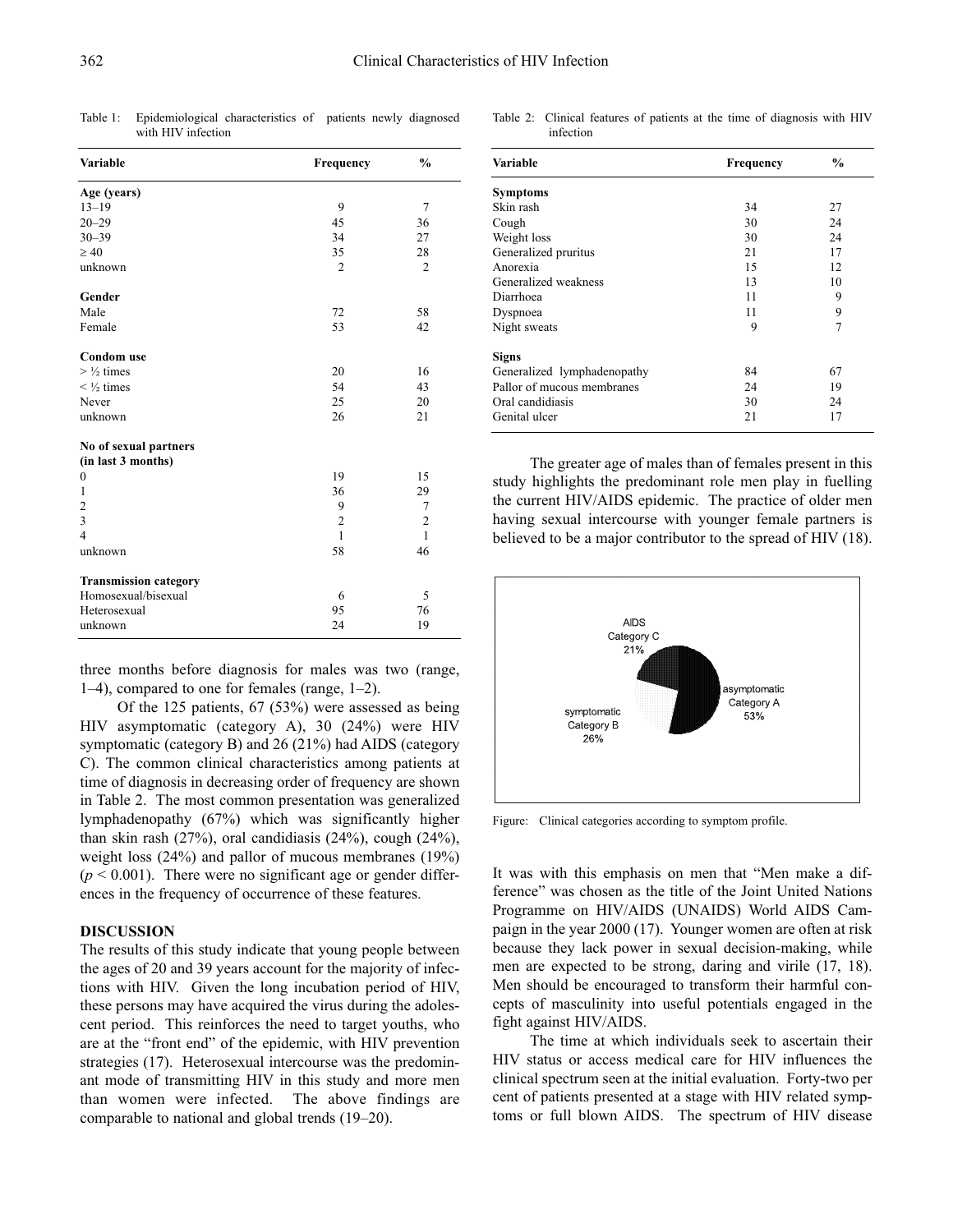Table 1: Epidemiological characteristics of patients newly diagnosed with HIV infection

| Variable | Frequency | % |
|---|---|---|
| **Age (years)** | | |
| 13–19 | 9 | 7 |
| 20–29 | 45 | 36 |
| 30–39 | 34 | 27 |
| ≥ 40 | 35 | 28 |
| unknown | 2 | 2 |
| **Gender** | | |
| Male | 72 | 58 |
| Female | 53 | 42 |
| **Condom use** | | |
| > ½ times | 20 | 16 |
| < ½ times | 54 | 43 |
| Never | 25 | 20 |
| unknown | 26 | 21 |
| **No of sexual partners (in last 3 months)** | | |
| 0 | 19 | 15 |
| 1 | 36 | 29 |
| 2 | 9 | 7 |
| 3 | 2 | 2 |
| 4 | 1 | 1 |
| unknown | 58 | 46 |
| **Transmission category** | | |
| Homosexual/bisexual | 6 | 5 |
| Heterosexual | 95 | 76 |
| unknown | 24 | 19 |

three months before diagnosis for males was two (range, 1–4), compared to one for females (range, 1–2).

Of the 125 patients, 67 (53%) were assessed as being HIV asymptomatic (category A), 30 (24%) were HIV symptomatic (category B) and 26 (21%) had AIDS (category C). The common clinical characteristics among patients at time of diagnosis in decreasing order of frequency are shown in Table 2. The most common presentation was generalized lymphadenopathy (67%) which was significantly higher than skin rash (27%), oral candidiasis (24%), cough (24%), weight loss (24%) and pallor of mucous membranes (19%) ($p < 0.001$). There were no significant age or gender differences in the frequency of occurrence of these features.

## DISCUSSION

The results of this study indicate that young people between the ages of 20 and 39 years account for the majority of infections with HIV. Given the long incubation period of HIV, these persons may have acquired the virus during the adolescent period. This reinforces the need to target youths, who are at the "front end" of the epidemic, with HIV prevention strategies (17). Heterosexual intercourse was the predominant mode of transmitting HIV in this study and more men than women were infected. The above findings are comparable to national and global trends (19–20).

Table 2: Clinical features of patients at the time of diagnosis with HIV infection

| Variable | Frequency | % |
|---|---|---|
| **Symptoms** | | |
| Skin rash | 34 | 27 |
| Cough | 30 | 24 |
| Weight loss | 30 | 24 |
| Generalized pruritus | 21 | 17 |
| Anorexia | 15 | 12 |
| Generalized weakness | 13 | 10 |
| Diarrhoea | 11 | 9 |
| Dyspnoea | 11 | 9 |
| Night sweats | 9 | 7 |
| **Signs** | | |
| Generalized lymphadenopathy | 84 | 67 |
| Pallor of mucous membranes | 24 | 19 |
| Oral candidiasis | 30 | 24 |
| Genital ulcer | 21 | 17 |

The greater age of males than of females present in this study highlights the predominant role men play in fuelling the current HIV/AIDS epidemic. The practice of older men having sexual intercourse with younger female partners is believed to be a major contributor to the spread of HIV (18).

AIDS Category C 21%; asymptomatic Category A 53%; symptomatic Category B 26%

Figure: Clinical categories according to symptom profile.

It was with this emphasis on men that "Men make a difference" was chosen as the title of the Joint United Nations Programme on HIV/AIDS (UNAIDS) World AIDS Campaign in the year 2000 (17). Younger women are often at risk because they lack power in sexual decision-making, while men are expected to be strong, daring and virile (17, 18). Men should be encouraged to transform their harmful concepts of masculinity into useful potentials engaged in the fight against HIV/AIDS.

The time at which individuals seek to ascertain their HIV status or access medical care for HIV influences the clinical spectrum seen at the initial evaluation. Forty-two per cent of patients presented at a stage with HIV related symptoms or full blown AIDS. The spectrum of HIV disease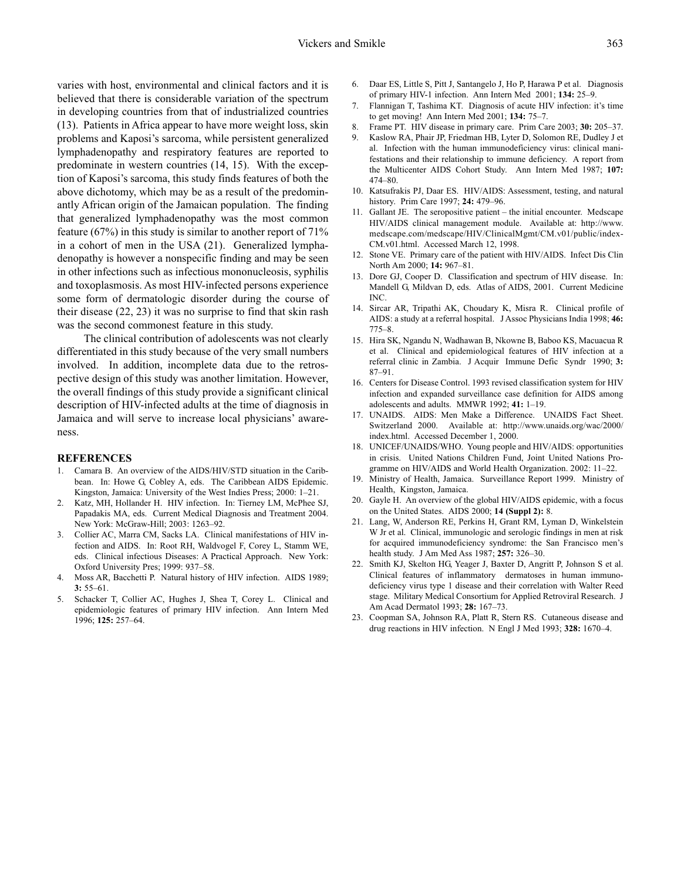varies with host, environmental and clinical factors and it is believed that there is considerable variation of the spectrum in developing countries from that of industrialized countries (13). Patients in Africa appear to have more weight loss, skin problems and Kaposi's sarcoma, while persistent generalized lymphadenopathy and respiratory features are reported to predominate in western countries (14, 15). With the exception of Kaposi's sarcoma, this study finds features of both the above dichotomy, which may be as a result of the predominantly African origin of the Jamaican population. The finding that generalized lymphadenopathy was the most common feature (67%) in this study is similar to another report of 71% in a cohort of men in the USA (21). Generalized lymphadenopathy is however a nonspecific finding and may be seen in other infections such as infectious mononucleosis, syphilis and toxoplasmosis. As most HIV-infected persons experience some form of dermatologic disorder during the course of their disease (22, 23) it was no surprise to find that skin rash was the second commonest feature in this study.

The clinical contribution of adolescents was not clearly differentiated in this study because of the very small numbers involved. In addition, incomplete data due to the retrospective design of this study was another limitation. However, the overall findings of this study provide a significant clinical description of HIV-infected adults at the time of diagnosis in Jamaica and will serve to increase local physicians' awareness.

## REFERENCES

1. Camara B. An overview of the AIDS/HIV/STD situation in the Caribbean. In: Howe G, Cobley A, eds. The Caribbean AIDS Epidemic. Kingston, Jamaica: University of the West Indies Press; 2000: 1–21.
2. Katz, MH, Hollander H. HIV infection. In: Tierney LM, McPhee SJ, Papadakis MA, eds. Current Medical Diagnosis and Treatment 2004. New York: McGraw-Hill; 2003: 1263–92.
3. Collier AC, Marra CM, Sacks LA. Clinical manifestations of HIV infection and AIDS. In: Root RH, Waldvogel F, Corey L, Stamm WE, eds. Clinical infectious Diseases: A Practical Approach. New York: Oxford University Pres; 1999: 937–58.
4. Moss AR, Bacchetti P. Natural history of HIV infection. AIDS 1989; **3:** 55–61.
5. Schacker T, Collier AC, Hughes J, Shea T, Corey L. Clinical and epidemiologic features of primary HIV infection. Ann Intern Med 1996; **125:** 257–64.
6. Daar ES, Little S, Pitt J, Santangelo J, Ho P, Harawa P et al. Diagnosis of primary HIV-1 infection. Ann Intern Med 2001; **134:** 25–9.
7. Flannigan T, Tashima KT. Diagnosis of acute HIV infection: it's time to get moving! Ann Intern Med 2001; **134:** 75–7.
8. Frame PT. HIV disease in primary care. Prim Care 2003; **30:** 205–37.
9. Kaslow RA, Phair JP, Friedman HB, Lyter D, Solomon RE, Dudley J et al. Infection with the human immunodeficiency virus: clinical manifestations and their relationship to immune deficiency. A report from the Multicenter AIDS Cohort Study. Ann Intern Med 1987; **107:** 474–80.
10. Katsufrakis PJ, Daar ES. HIV/AIDS: Assessment, testing, and natural history. Prim Care 1997; **24:** 479–96.
11. Gallant JE. The seropositive patient – the initial encounter. Medscape HIV/AIDS clinical management module. Available at: http://www.medscape.com/medscape/HIV/ClinicalMgmt/CM.v01/public/index-CM.v01.html. Accessed March 12, 1998.
12. Stone VE. Primary care of the patient with HIV/AIDS. Infect Dis Clin North Am 2000; **14:** 967–81.
13. Dore GJ, Cooper D. Classification and spectrum of HIV disease. In: Mandell G, Mildvan D, eds. Atlas of AIDS, 2001. Current Medicine INC.
14. Sircar AR, Tripathi AK, Choudary K, Misra R. Clinical profile of AIDS: a study at a referral hospital. J Assoc Physicians India 1998; **46:** 775–8.
15. Hira SK, Ngandu N, Wadhawan B, Nkowne B, Baboo KS, Macuacua R et al. Clinical and epidemiological features of HIV infection at a referral clinic in Zambia. J Acquir Immune Defic Syndr 1990; **3:** 87–91.
16. Centers for Disease Control. 1993 revised classification system for HIV infection and expanded surveillance case definition for AIDS among adolescents and adults. MMWR 1992; **41:** 1–19.
17. UNAIDS. AIDS: Men Make a Difference. UNAIDS Fact Sheet. Switzerland 2000. Available at: http://www.unaids.org/wac/2000/index.html. Accessed December 1, 2000.
18. UNICEF/UNAIDS/WHO. Young people and HIV/AIDS: opportunities in crisis. United Nations Children Fund, Joint United Nations Programme on HIV/AIDS and World Health Organization. 2002: 11–22.
19. Ministry of Health, Jamaica. Surveillance Report 1999. Ministry of Health, Kingston, Jamaica.
20. Gayle H. An overview of the global HIV/AIDS epidemic, with a focus on the United States. AIDS 2000; **14 (Suppl 2):** 8.
21. Lang, W, Anderson RE, Perkins H, Grant RM, Lyman D, Winkelstein W Jr et al. Clinical, immunologic and serologic findings in men at risk for acquired immunodeficiency syndrome: the San Francisco men's health study. J Am Med Ass 1987; **257:** 326–30.
22. Smith KJ, Skelton HG, Yeager J, Baxter D, Angritt P, Johnson S et al. Clinical features of inflammatory dermatoses in human immunodeficiency virus type 1 disease and their correlation with Walter Reed stage. Military Medical Consortium for Applied Retroviral Research. J Am Acad Dermatol 1993; **28:** 167–73.
23. Coopman SA, Johnson RA, Platt R, Stern RS. Cutaneous disease and drug reactions in HIV infection. N Engl J Med 1993; **328:** 1670–4.